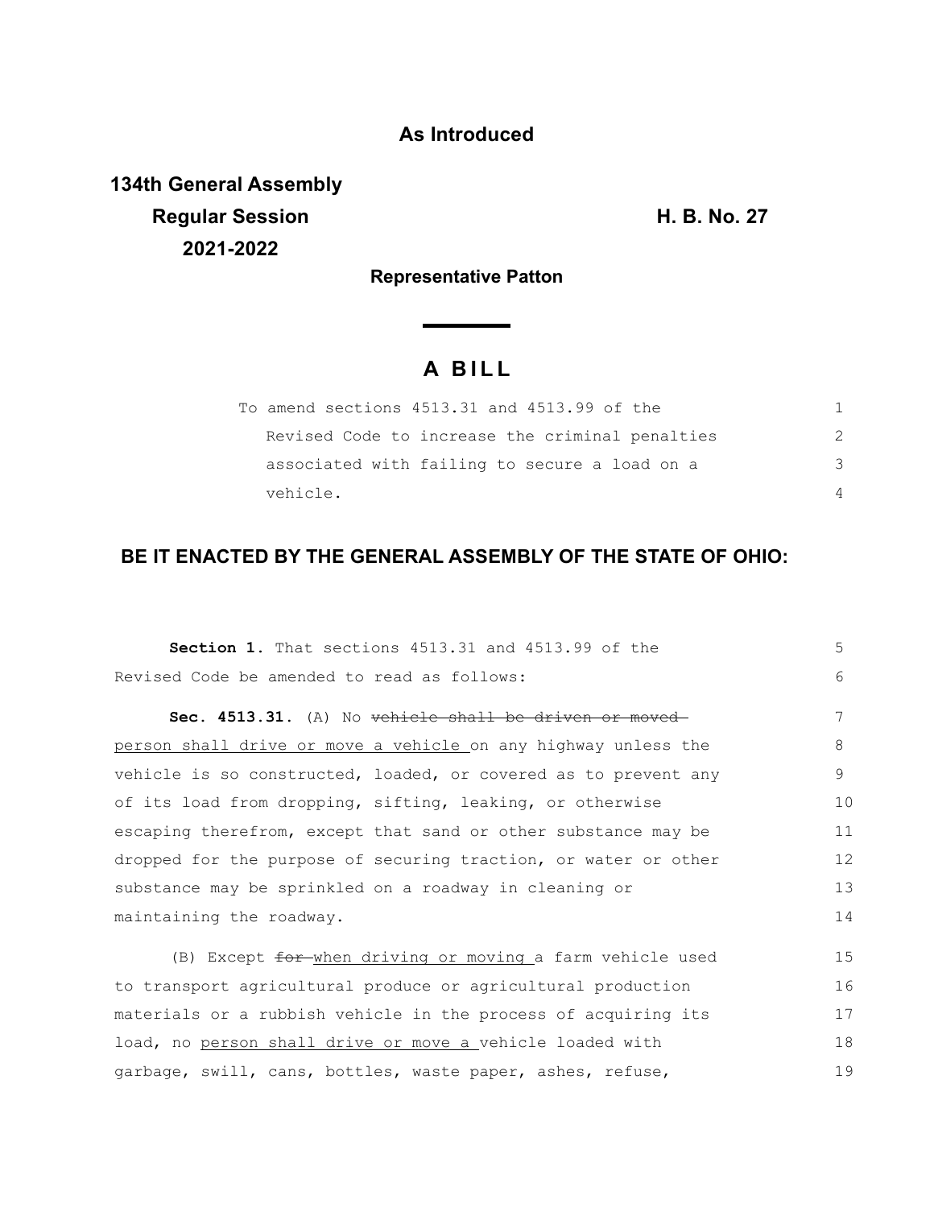**As Introduced**

**134th General Assembly**
**Regular Session**
**2021-2022**

**H. B. No. 27**

**Representative Patton**

# A BILL

To amend sections 4513.31 and 4513.99 of the Revised Code to increase the criminal penalties associated with failing to secure a load on a vehicle.

## BE IT ENACTED BY THE GENERAL ASSEMBLY OF THE STATE OF OHIO:

**Section 1.** That sections 4513.31 and 4513.99 of the Revised Code be amended to read as follows:

**Sec. 4513.31.** (A) No ~~vehicle shall be driven or moved~~ <u>person shall drive or move a vehicle</u> on any highway unless the vehicle is so constructed, loaded, or covered as to prevent any of its load from dropping, sifting, leaking, or otherwise escaping therefrom, except that sand or other substance may be dropped for the purpose of securing traction, or water or other substance may be sprinkled on a roadway in cleaning or maintaining the roadway.

(B) Except ~~for~~ <u>when driving or moving</u> a farm vehicle used to transport agricultural produce or agricultural production materials or a rubbish vehicle in the process of acquiring its load, no <u>person shall drive or move a</u> vehicle loaded with garbage, swill, cans, bottles, waste paper, ashes, refuse,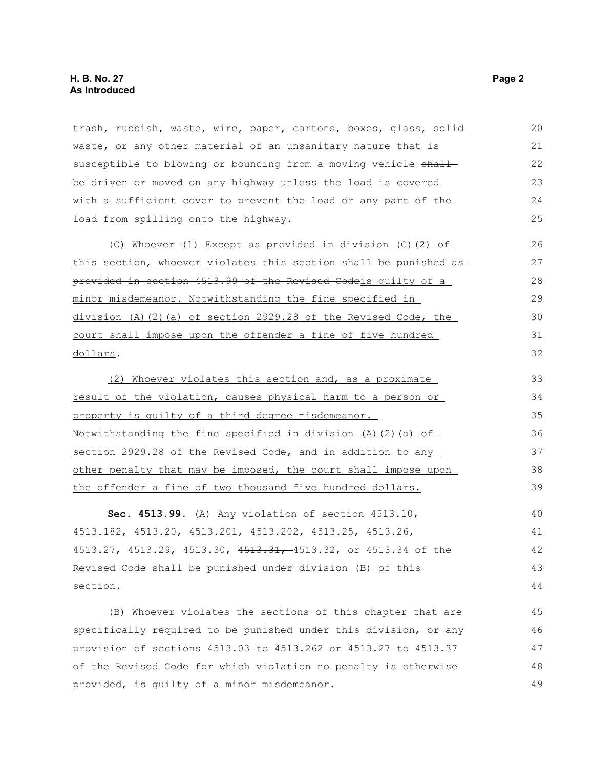trash, rubbish, waste, wire, paper, cartons, boxes, glass, solid waste, or any other material of an unsanitary nature that is susceptible to blowing or bouncing from a moving vehicle ~~shall be driven or moved~~ on any highway unless the load is covered with a sufficient cover to prevent the load or any part of the load from spilling onto the highway.

(C) ~~Whoever~~ (1) Except as provided in division (C)(2) of this section, whoever violates this section ~~shall be punished as provided in section 4513.99 of the Revised Code~~is guilty of a minor misdemeanor. Notwithstanding the fine specified in division (A)(2)(a) of section 2929.28 of the Revised Code, the court shall impose upon the offender a fine of five hundred dollars.

(2) Whoever violates this section and, as a proximate result of the violation, causes physical harm to a person or property is guilty of a third degree misdemeanor. Notwithstanding the fine specified in division (A)(2)(a) of section 2929.28 of the Revised Code, and in addition to any other penalty that may be imposed, the court shall impose upon the offender a fine of two thousand five hundred dollars.

**Sec. 4513.99.** (A) Any violation of section 4513.10, 4513.182, 4513.20, 4513.201, 4513.202, 4513.25, 4513.26, 4513.27, 4513.29, 4513.30, ~~4513.31,~~ 4513.32, or 4513.34 of the Revised Code shall be punished under division (B) of this section.

(B) Whoever violates the sections of this chapter that are specifically required to be punished under this division, or any provision of sections 4513.03 to 4513.262 or 4513.27 to 4513.37 of the Revised Code for which violation no penalty is otherwise provided, is guilty of a minor misdemeanor.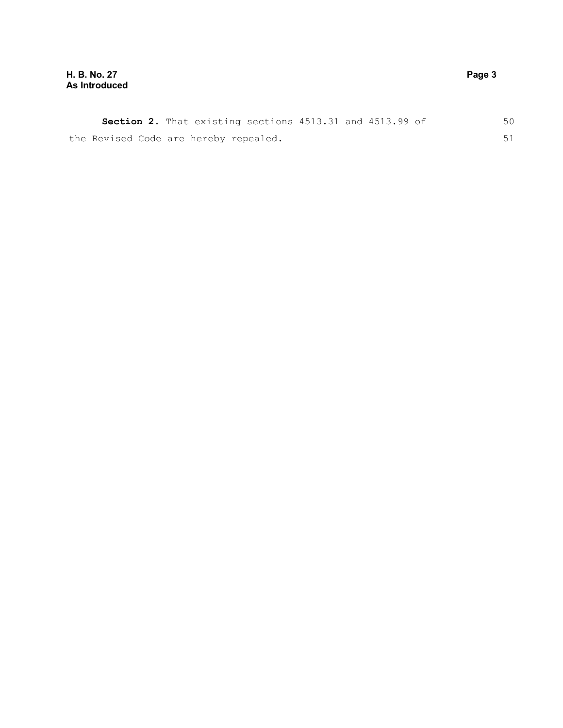**Section 2.** That existing sections 4513.31 and 4513.99 of the Revised Code are hereby repealed.